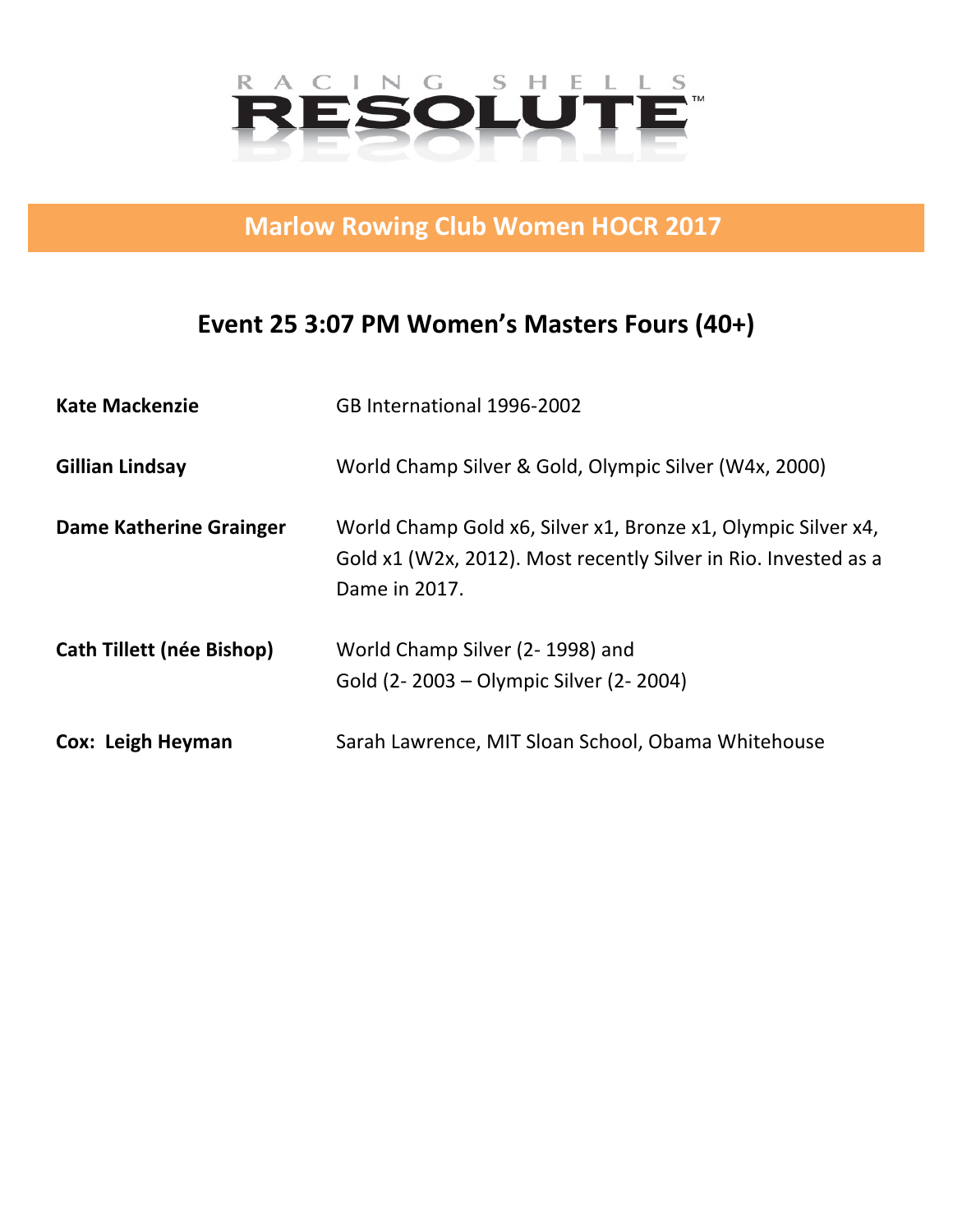RACING SHELLS

RESOLUTE™

## Marlow Rowing Club Women HOCR 2017

### Event 25 3:07 PM Women's Masters Fours (40+)

| | |
|---|---|
| **Kate Mackenzie** | GB International 1996-2002 |
| **Gillian Lindsay** | World Champ Silver & Gold, Olympic Silver (W4x, 2000) |
| **Dame Katherine Grainger** | World Champ Gold x6, Silver x1, Bronze x1, Olympic Silver x4, Gold x1 (W2x, 2012). Most recently Silver in Rio. Invested as a Dame in 2017. |
| **Cath Tillett (née Bishop)** | World Champ Silver (2- 1998) and Gold (2- 2003 – Olympic Silver (2- 2004) |
| **Cox: Leigh Heyman** | Sarah Lawrence, MIT Sloan School, Obama Whitehouse |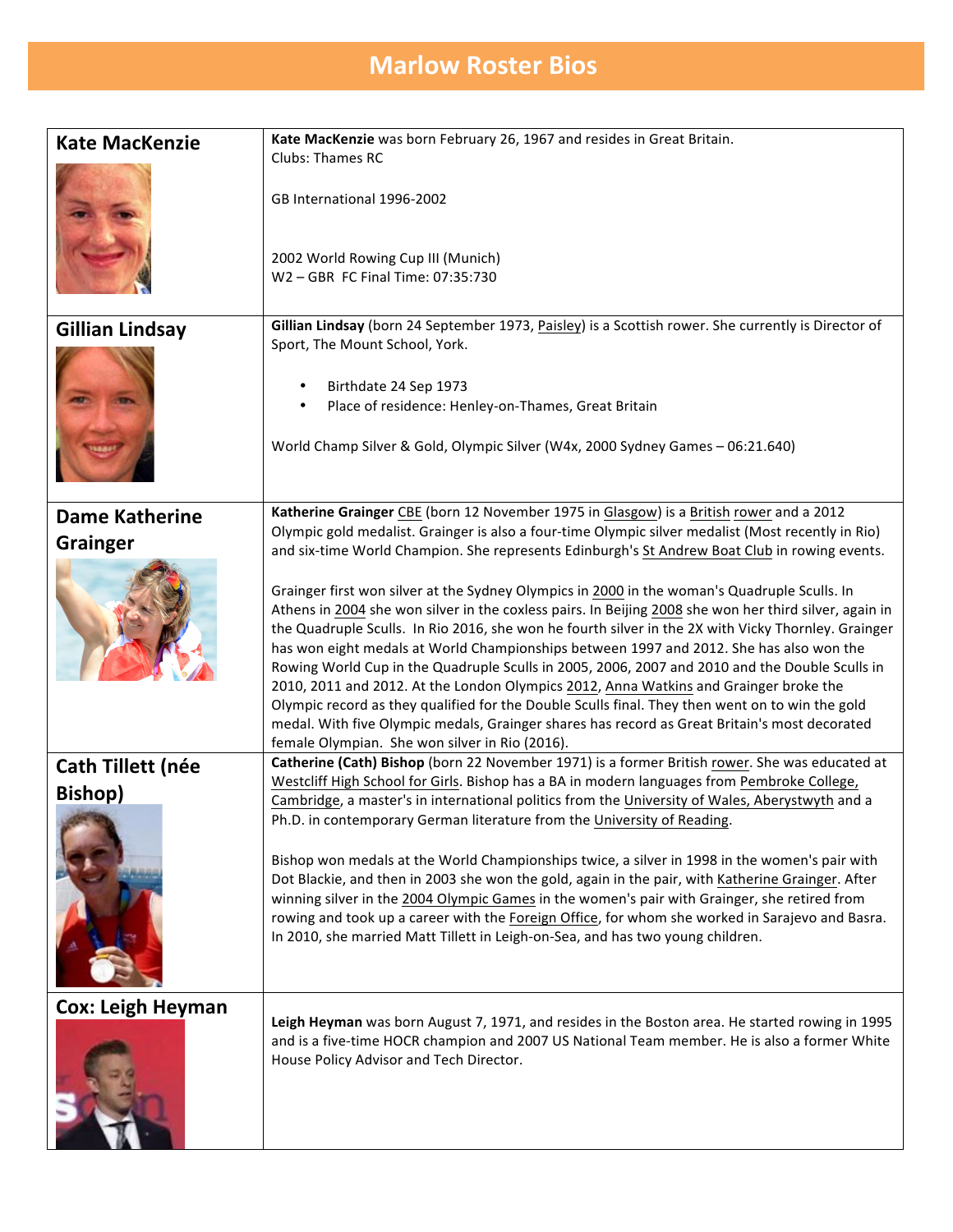# Marlow Roster Bios

| | |
|---|---|
| **Kate MacKenzie** | **Kate MacKenzie** was born February 26, 1967 and resides in Great Britain.<br>Clubs: Thames RC<br><br>GB International 1996-2002<br><br>2002 World Rowing Cup III (Munich)<br>W2 – GBR FC Final Time: 07:35:730 |
| **Gillian Lindsay** | **Gillian Lindsay** (born 24 September 1973, Paisley) is a Scottish rower. She currently is Director of Sport, The Mount School, York.<br><br>• Birthdate 24 Sep 1973<br>• Place of residence: Henley-on-Thames, Great Britain<br><br>World Champ Silver & Gold, Olympic Silver (W4x, 2000 Sydney Games – 06:21.640) |
| **Dame Katherine Grainger** | **Katherine Grainger** CBE (born 12 November 1975 in Glasgow) is a British rower and a 2012 Olympic gold medalist. Grainger is also a four-time Olympic silver medalist (Most recently in Rio) and six-time World Champion. She represents Edinburgh's St Andrew Boat Club in rowing events.<br><br>Grainger first won silver at the Sydney Olympics in 2000 in the woman's Quadruple Sculls. In Athens in 2004 she won silver in the coxless pairs. In Beijing 2008 she won her third silver, again in the Quadruple Sculls. In Rio 2016, she won he fourth silver in the 2X with Vicky Thornley. Grainger has won eight medals at World Championships between 1997 and 2012. She has also won the Rowing World Cup in the Quadruple Sculls in 2005, 2006, 2007 and 2010 and the Double Sculls in 2010, 2011 and 2012. At the London Olympics 2012, Anna Watkins and Grainger broke the Olympic record as they qualified for the Double Sculls final. They then went on to win the gold medal. With five Olympic medals, Grainger shares has record as Great Britain's most decorated female Olympian. She won silver in Rio (2016). |
| **Cath Tillett (née Bishop)** | **Catherine (Cath) Bishop** (born 22 November 1971) is a former British rower. She was educated at Westcliff High School for Girls. Bishop has a BA in modern languages from Pembroke College, Cambridge, a master's in international politics from the University of Wales, Aberystwyth and a Ph.D. in contemporary German literature from the University of Reading.<br><br>Bishop won medals at the World Championships twice, a silver in 1998 in the women's pair with Dot Blackie, and then in 2003 she won the gold, again in the pair, with Katherine Grainger. After winning silver in the 2004 Olympic Games in the women's pair with Grainger, she retired from rowing and took up a career with the Foreign Office, for whom she worked in Sarajevo and Basra. In 2010, she married Matt Tillett in Leigh-on-Sea, and has two young children. |
| **Cox: Leigh Heyman** | **Leigh Heyman** was born August 7, 1971, and resides in the Boston area. He started rowing in 1995 and is a five-time HOCR champion and 2007 US National Team member. He is also a former White House Policy Advisor and Tech Director. |